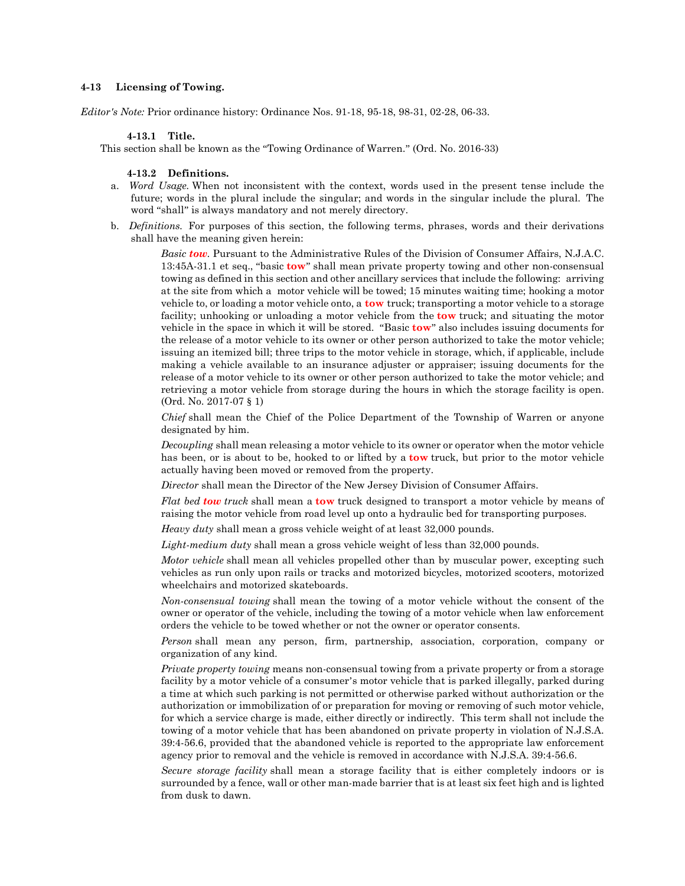### 4-13 Licensing of Towing.

*Editor's Note:* Prior ordinance history: Ordinance Nos. 91-18, 95-18, 98-31, 02-28, 06-33.

#### 4-13.1 Title.

This section shall be known as the "Towing Ordinance of Warren." (Ord. No. 2016-33)

#### 4-13.2 Definitions.

a. *Word Usage.* When not inconsistent with the context, words used in the present tense include the future; words in the plural include the singular; and words in the singular include the plural. The word "shall" is always mandatory and not merely directory.

b. *Definitions.* For purposes of this section, the following terms, phrases, words and their derivations shall have the meaning given herein:

*Basic **tow**.* Pursuant to the Administrative Rules of the Division of Consumer Affairs, N.J.A.C. 13:45A-31.1 et seq., "basic **tow**" shall mean private property towing and other non-consensual towing as defined in this section and other ancillary services that include the following: arriving at the site from which a motor vehicle will be towed; 15 minutes waiting time; hooking a motor vehicle to, or loading a motor vehicle onto, a **tow** truck; transporting a motor vehicle to a storage facility; unhooking or unloading a motor vehicle from the **tow** truck; and situating the motor vehicle in the space in which it will be stored. "Basic **tow**" also includes issuing documents for the release of a motor vehicle to its owner or other person authorized to take the motor vehicle; issuing an itemized bill; three trips to the motor vehicle in storage, which, if applicable, include making a vehicle available to an insurance adjuster or appraiser; issuing documents for the release of a motor vehicle to its owner or other person authorized to take the motor vehicle; and retrieving a motor vehicle from storage during the hours in which the storage facility is open. (Ord. No. 2017-07 § 1)

*Chief* shall mean the Chief of the Police Department of the Township of Warren or anyone designated by him.

*Decoupling* shall mean releasing a motor vehicle to its owner or operator when the motor vehicle has been, or is about to be, hooked to or lifted by a **tow** truck, but prior to the motor vehicle actually having been moved or removed from the property.

*Director* shall mean the Director of the New Jersey Division of Consumer Affairs.

*Flat bed **tow** truck* shall mean a **tow** truck designed to transport a motor vehicle by means of raising the motor vehicle from road level up onto a hydraulic bed for transporting purposes.

*Heavy duty* shall mean a gross vehicle weight of at least 32,000 pounds.

*Light-medium duty* shall mean a gross vehicle weight of less than 32,000 pounds.

*Motor vehicle* shall mean all vehicles propelled other than by muscular power, excepting such vehicles as run only upon rails or tracks and motorized bicycles, motorized scooters, motorized wheelchairs and motorized skateboards.

*Non-consensual towing* shall mean the towing of a motor vehicle without the consent of the owner or operator of the vehicle, including the towing of a motor vehicle when law enforcement orders the vehicle to be towed whether or not the owner or operator consents.

*Person* shall mean any person, firm, partnership, association, corporation, company or organization of any kind.

*Private property towing* means non-consensual towing from a private property or from a storage facility by a motor vehicle of a consumer's motor vehicle that is parked illegally, parked during a time at which such parking is not permitted or otherwise parked without authorization or the authorization or immobilization of or preparation for moving or removing of such motor vehicle, for which a service charge is made, either directly or indirectly. This term shall not include the towing of a motor vehicle that has been abandoned on private property in violation of N.J.S.A. 39:4-56.6, provided that the abandoned vehicle is reported to the appropriate law enforcement agency prior to removal and the vehicle is removed in accordance with N.J.S.A. 39:4-56.6.

*Secure storage facility* shall mean a storage facility that is either completely indoors or is surrounded by a fence, wall or other man-made barrier that is at least six feet high and is lighted from dusk to dawn.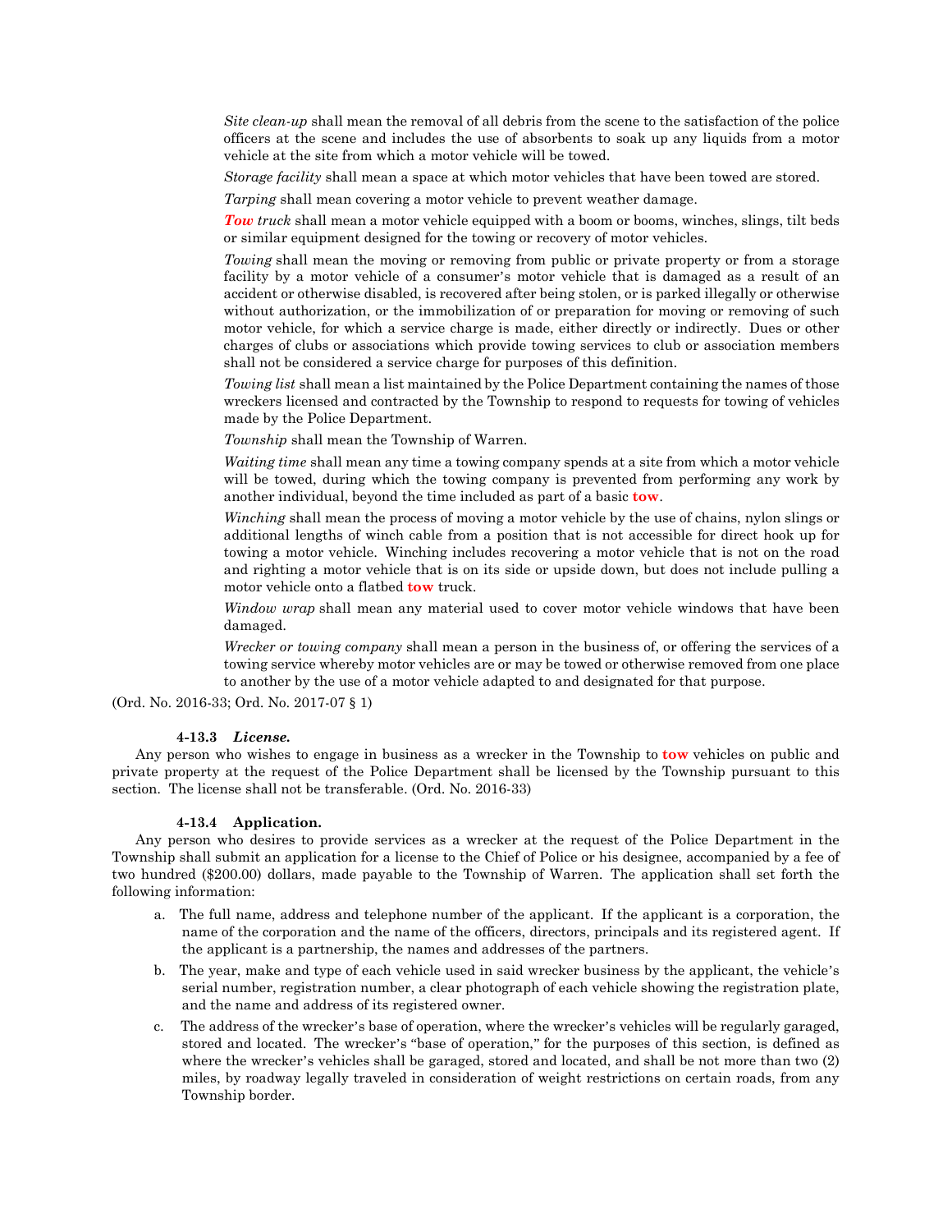*Site clean-up* shall mean the removal of all debris from the scene to the satisfaction of the police officers at the scene and includes the use of absorbents to soak up any liquids from a motor vehicle at the site from which a motor vehicle will be towed.

*Storage facility* shall mean a space at which motor vehicles that have been towed are stored.

*Tarping* shall mean covering a motor vehicle to prevent weather damage.

***Tow** truck* shall mean a motor vehicle equipped with a boom or booms, winches, slings, tilt beds or similar equipment designed for the towing or recovery of motor vehicles.

*Towing* shall mean the moving or removing from public or private property or from a storage facility by a motor vehicle of a consumer's motor vehicle that is damaged as a result of an accident or otherwise disabled, is recovered after being stolen, or is parked illegally or otherwise without authorization, or the immobilization of or preparation for moving or removing of such motor vehicle, for which a service charge is made, either directly or indirectly. Dues or other charges of clubs or associations which provide towing services to club or association members shall not be considered a service charge for purposes of this definition.

*Towing list* shall mean a list maintained by the Police Department containing the names of those wreckers licensed and contracted by the Township to respond to requests for towing of vehicles made by the Police Department.

*Township* shall mean the Township of Warren.

*Waiting time* shall mean any time a towing company spends at a site from which a motor vehicle will be towed, during which the towing company is prevented from performing any work by another individual, beyond the time included as part of a basic **tow**.

*Winching* shall mean the process of moving a motor vehicle by the use of chains, nylon slings or additional lengths of winch cable from a position that is not accessible for direct hook up for towing a motor vehicle. Winching includes recovering a motor vehicle that is not on the road and righting a motor vehicle that is on its side or upside down, but does not include pulling a motor vehicle onto a flatbed **tow** truck.

*Window wrap* shall mean any material used to cover motor vehicle windows that have been damaged.

*Wrecker or towing company* shall mean a person in the business of, or offering the services of a towing service whereby motor vehicles are or may be towed or otherwise removed from one place to another by the use of a motor vehicle adapted to and designated for that purpose.

(Ord. No. 2016-33; Ord. No. 2017-07 § 1)

#### 4-13.3 *License.*

Any person who wishes to engage in business as a wrecker in the Township to **tow** vehicles on public and private property at the request of the Police Department shall be licensed by the Township pursuant to this section. The license shall not be transferable. (Ord. No. 2016-33)

#### 4-13.4 Application.

Any person who desires to provide services as a wrecker at the request of the Police Department in the Township shall submit an application for a license to the Chief of Police or his designee, accompanied by a fee of two hundred ($200.00) dollars, made payable to the Township of Warren. The application shall set forth the following information:

a. The full name, address and telephone number of the applicant. If the applicant is a corporation, the name of the corporation and the name of the officers, directors, principals and its registered agent. If the applicant is a partnership, the names and addresses of the partners.

b. The year, make and type of each vehicle used in said wrecker business by the applicant, the vehicle's serial number, registration number, a clear photograph of each vehicle showing the registration plate, and the name and address of its registered owner.

c. The address of the wrecker's base of operation, where the wrecker's vehicles will be regularly garaged, stored and located. The wrecker's "base of operation," for the purposes of this section, is defined as where the wrecker's vehicles shall be garaged, stored and located, and shall be not more than two (2) miles, by roadway legally traveled in consideration of weight restrictions on certain roads, from any Township border.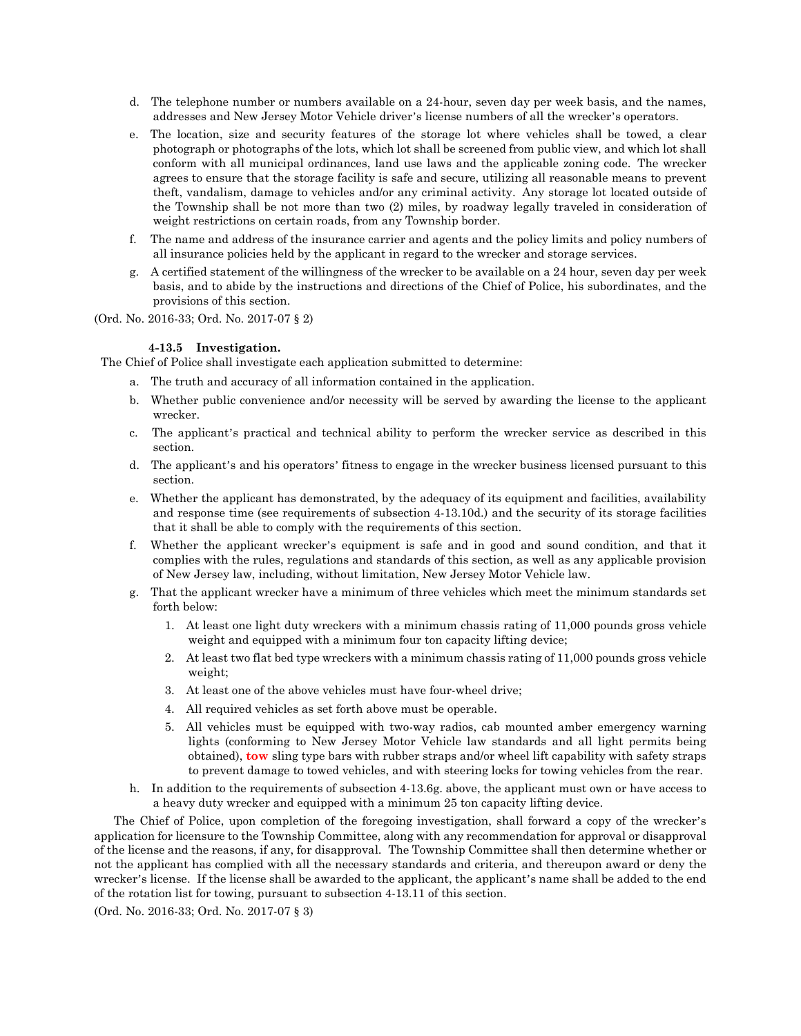d. The telephone number or numbers available on a 24-hour, seven day per week basis, and the names, addresses and New Jersey Motor Vehicle driver's license numbers of all the wrecker's operators.

e. The location, size and security features of the storage lot where vehicles shall be towed, a clear photograph or photographs of the lots, which lot shall be screened from public view, and which lot shall conform with all municipal ordinances, land use laws and the applicable zoning code. The wrecker agrees to ensure that the storage facility is safe and secure, utilizing all reasonable means to prevent theft, vandalism, damage to vehicles and/or any criminal activity. Any storage lot located outside of the Township shall be not more than two (2) miles, by roadway legally traveled in consideration of weight restrictions on certain roads, from any Township border.

f. The name and address of the insurance carrier and agents and the policy limits and policy numbers of all insurance policies held by the applicant in regard to the wrecker and storage services.

g. A certified statement of the willingness of the wrecker to be available on a 24 hour, seven day per week basis, and to abide by the instructions and directions of the Chief of Police, his subordinates, and the provisions of this section.

(Ord. No. 2016-33; Ord. No. 2017-07 § 2)

**4-13.5 Investigation.**

The Chief of Police shall investigate each application submitted to determine:

a. The truth and accuracy of all information contained in the application.

b. Whether public convenience and/or necessity will be served by awarding the license to the applicant wrecker.

c. The applicant's practical and technical ability to perform the wrecker service as described in this section.

d. The applicant's and his operators' fitness to engage in the wrecker business licensed pursuant to this section.

e. Whether the applicant has demonstrated, by the adequacy of its equipment and facilities, availability and response time (see requirements of subsection 4-13.10d.) and the security of its storage facilities that it shall be able to comply with the requirements of this section.

f. Whether the applicant wrecker's equipment is safe and in good and sound condition, and that it complies with the rules, regulations and standards of this section, as well as any applicable provision of New Jersey law, including, without limitation, New Jersey Motor Vehicle law.

g. That the applicant wrecker have a minimum of three vehicles which meet the minimum standards set forth below:

   1. At least one light duty wreckers with a minimum chassis rating of 11,000 pounds gross vehicle weight and equipped with a minimum four ton capacity lifting device;
   2. At least two flat bed type wreckers with a minimum chassis rating of 11,000 pounds gross vehicle weight;
   3. At least one of the above vehicles must have four-wheel drive;
   4. All required vehicles as set forth above must be operable.
   5. All vehicles must be equipped with two-way radios, cab mounted amber emergency warning lights (conforming to New Jersey Motor Vehicle law standards and all light permits being obtained), **tow** sling type bars with rubber straps and/or wheel lift capability with safety straps to prevent damage to towed vehicles, and with steering locks for towing vehicles from the rear.

h. In addition to the requirements of subsection 4-13.6g. above, the applicant must own or have access to a heavy duty wrecker and equipped with a minimum 25 ton capacity lifting device.

The Chief of Police, upon completion of the foregoing investigation, shall forward a copy of the wrecker's application for licensure to the Township Committee, along with any recommendation for approval or disapproval of the license and the reasons, if any, for disapproval. The Township Committee shall then determine whether or not the applicant has complied with all the necessary standards and criteria, and thereupon award or deny the wrecker's license. If the license shall be awarded to the applicant, the applicant's name shall be added to the end of the rotation list for towing, pursuant to subsection 4-13.11 of this section.

(Ord. No. 2016-33; Ord. No. 2017-07 § 3)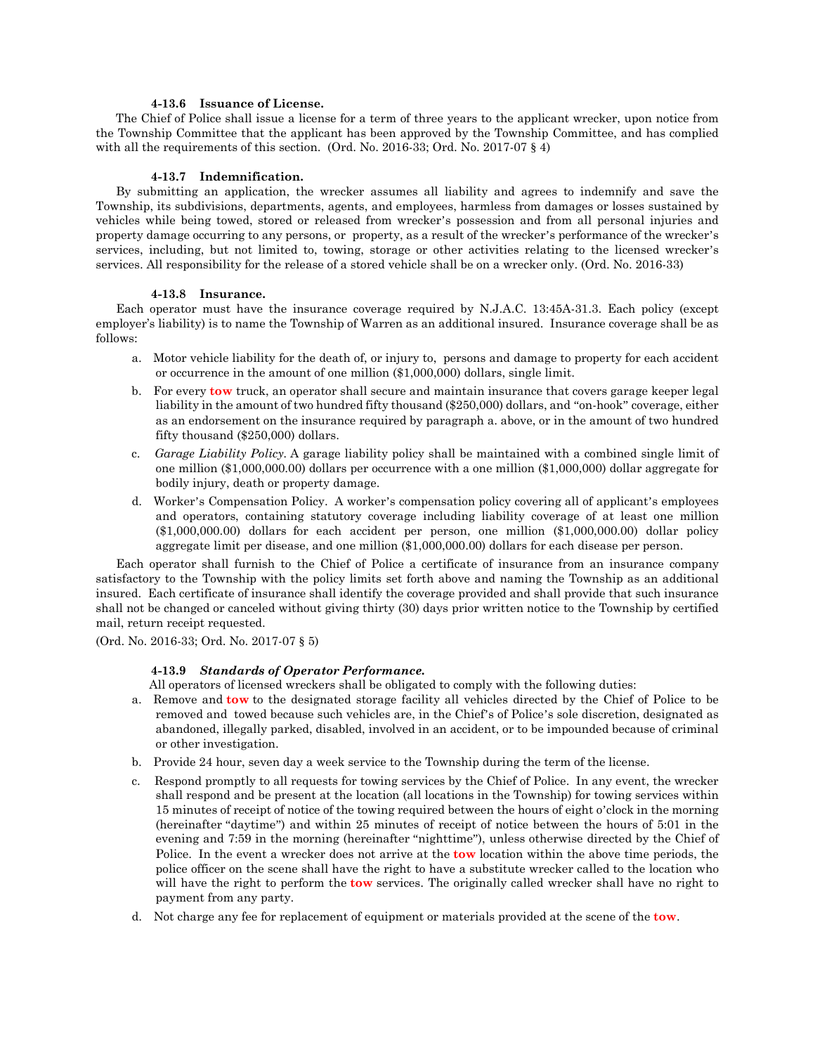#### 4-13.6 Issuance of License.

The Chief of Police shall issue a license for a term of three years to the applicant wrecker, upon notice from the Township Committee that the applicant has been approved by the Township Committee, and has complied with all the requirements of this section. (Ord. No. 2016-33; Ord. No. 2017-07 § 4)

#### 4-13.7 Indemnification.

By submitting an application, the wrecker assumes all liability and agrees to indemnify and save the Township, its subdivisions, departments, agents, and employees, harmless from damages or losses sustained by vehicles while being towed, stored or released from wrecker's possession and from all personal injuries and property damage occurring to any persons, or property, as a result of the wrecker's performance of the wrecker's services, including, but not limited to, towing, storage or other activities relating to the licensed wrecker's services. All responsibility for the release of a stored vehicle shall be on a wrecker only. (Ord. No. 2016-33)

#### 4-13.8 Insurance.

Each operator must have the insurance coverage required by N.J.A.C. 13:45A-31.3. Each policy (except employer's liability) is to name the Township of Warren as an additional insured. Insurance coverage shall be as follows:

a. Motor vehicle liability for the death of, or injury to, persons and damage to property for each accident or occurrence in the amount of one million ($1,000,000) dollars, single limit.

b. For every **tow** truck, an operator shall secure and maintain insurance that covers garage keeper legal liability in the amount of two hundred fifty thousand ($250,000) dollars, and "on-hook" coverage, either as an endorsement on the insurance required by paragraph a. above, or in the amount of two hundred fifty thousand ($250,000) dollars.

c. *Garage Liability Policy*. A garage liability policy shall be maintained with a combined single limit of one million ($1,000,000.00) dollars per occurrence with a one million ($1,000,000) dollar aggregate for bodily injury, death or property damage.

d. Worker's Compensation Policy. A worker's compensation policy covering all of applicant's employees and operators, containing statutory coverage including liability coverage of at least one million ($1,000,000.00) dollars for each accident per person, one million ($1,000,000.00) dollar policy aggregate limit per disease, and one million ($1,000,000.00) dollars for each disease per person.

Each operator shall furnish to the Chief of Police a certificate of insurance from an insurance company satisfactory to the Township with the policy limits set forth above and naming the Township as an additional insured. Each certificate of insurance shall identify the coverage provided and shall provide that such insurance shall not be changed or canceled without giving thirty (30) days prior written notice to the Township by certified mail, return receipt requested.

(Ord. No. 2016-33; Ord. No. 2017-07 § 5)

#### 4-13.9 *Standards of Operator Performance.*

All operators of licensed wreckers shall be obligated to comply with the following duties:

a. Remove and **tow** to the designated storage facility all vehicles directed by the Chief of Police to be removed and towed because such vehicles are, in the Chief's of Police's sole discretion, designated as abandoned, illegally parked, disabled, involved in an accident, or to be impounded because of criminal or other investigation.

b. Provide 24 hour, seven day a week service to the Township during the term of the license.

c. Respond promptly to all requests for towing services by the Chief of Police. In any event, the wrecker shall respond and be present at the location (all locations in the Township) for towing services within 15 minutes of receipt of notice of the towing required between the hours of eight o'clock in the morning (hereinafter "daytime") and within 25 minutes of receipt of notice between the hours of 5:01 in the evening and 7:59 in the morning (hereinafter "nighttime"), unless otherwise directed by the Chief of Police. In the event a wrecker does not arrive at the **tow** location within the above time periods, the police officer on the scene shall have the right to have a substitute wrecker called to the location who will have the right to perform the **tow** services. The originally called wrecker shall have no right to payment from any party.

d. Not charge any fee for replacement of equipment or materials provided at the scene of the **tow**.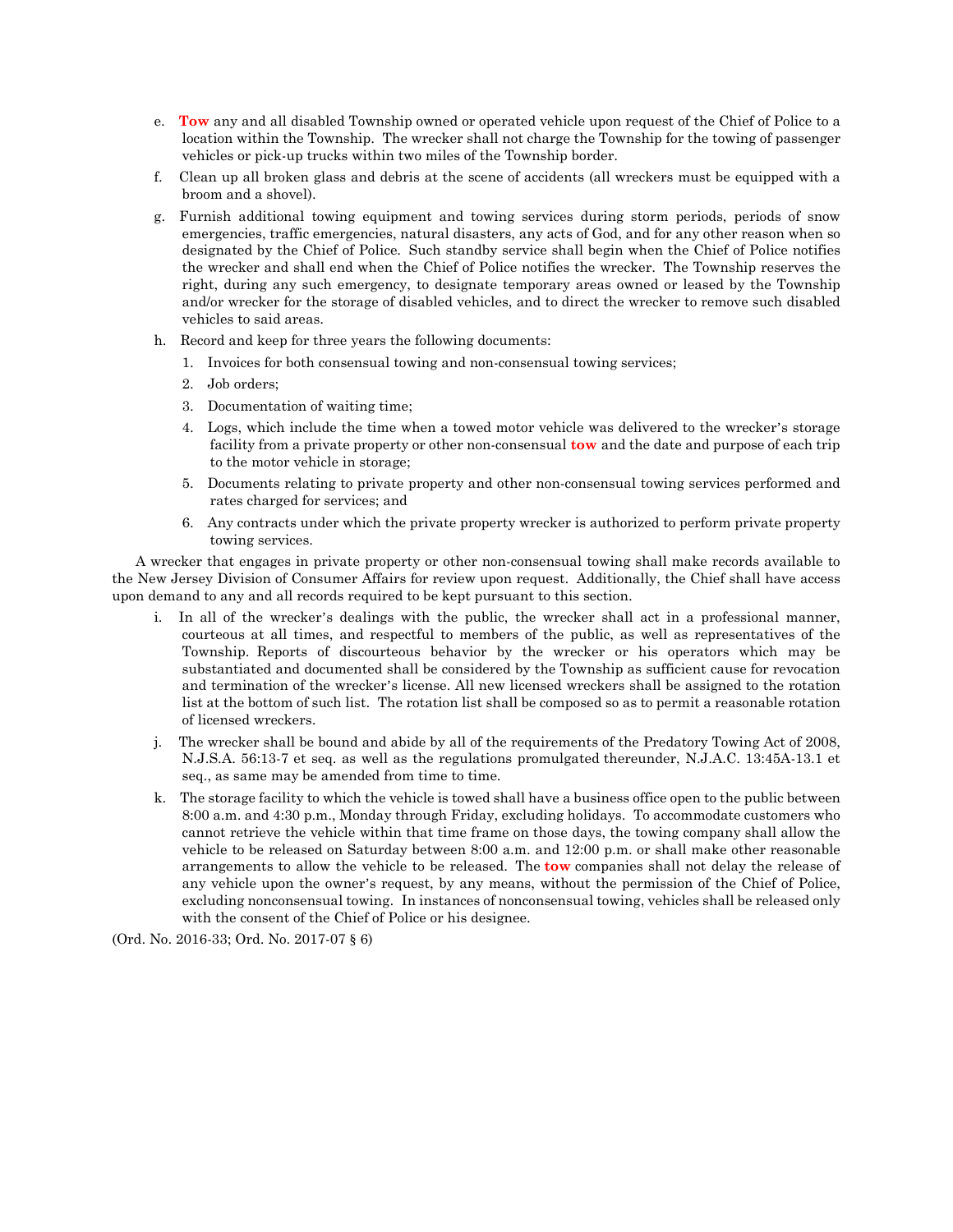e. **Tow** any and all disabled Township owned or operated vehicle upon request of the Chief of Police to a location within the Township. The wrecker shall not charge the Township for the towing of passenger vehicles or pick-up trucks within two miles of the Township border.

f. Clean up all broken glass and debris at the scene of accidents (all wreckers must be equipped with a broom and a shovel).

g. Furnish additional towing equipment and towing services during storm periods, periods of snow emergencies, traffic emergencies, natural disasters, any acts of God, and for any other reason when so designated by the Chief of Police. Such standby service shall begin when the Chief of Police notifies the wrecker and shall end when the Chief of Police notifies the wrecker. The Township reserves the right, during any such emergency, to designate temporary areas owned or leased by the Township and/or wrecker for the storage of disabled vehicles, and to direct the wrecker to remove such disabled vehicles to said areas.

h. Record and keep for three years the following documents:

   1. Invoices for both consensual towing and non-consensual towing services;
   2. Job orders;
   3. Documentation of waiting time;
   4. Logs, which include the time when a towed motor vehicle was delivered to the wrecker's storage facility from a private property or other non-consensual **tow** and the date and purpose of each trip to the motor vehicle in storage;
   5. Documents relating to private property and other non-consensual towing services performed and rates charged for services; and
   6. Any contracts under which the private property wrecker is authorized to perform private property towing services.

A wrecker that engages in private property or other non-consensual towing shall make records available to the New Jersey Division of Consumer Affairs for review upon request. Additionally, the Chief shall have access upon demand to any and all records required to be kept pursuant to this section.

i. In all of the wrecker's dealings with the public, the wrecker shall act in a professional manner, courteous at all times, and respectful to members of the public, as well as representatives of the Township. Reports of discourteous behavior by the wrecker or his operators which may be substantiated and documented shall be considered by the Township as sufficient cause for revocation and termination of the wrecker's license. All new licensed wreckers shall be assigned to the rotation list at the bottom of such list. The rotation list shall be composed so as to permit a reasonable rotation of licensed wreckers.

j. The wrecker shall be bound and abide by all of the requirements of the Predatory Towing Act of 2008, N.J.S.A. 56:13-7 et seq. as well as the regulations promulgated thereunder, N.J.A.C. 13:45A-13.1 et seq., as same may be amended from time to time.

k. The storage facility to which the vehicle is towed shall have a business office open to the public between 8:00 a.m. and 4:30 p.m., Monday through Friday, excluding holidays. To accommodate customers who cannot retrieve the vehicle within that time frame on those days, the towing company shall allow the vehicle to be released on Saturday between 8:00 a.m. and 12:00 p.m. or shall make other reasonable arrangements to allow the vehicle to be released. The **tow** companies shall not delay the release of any vehicle upon the owner's request, by any means, without the permission of the Chief of Police, excluding nonconsensual towing. In instances of nonconsensual towing, vehicles shall be released only with the consent of the Chief of Police or his designee.

(Ord. No. 2016-33; Ord. No. 2017-07 § 6)